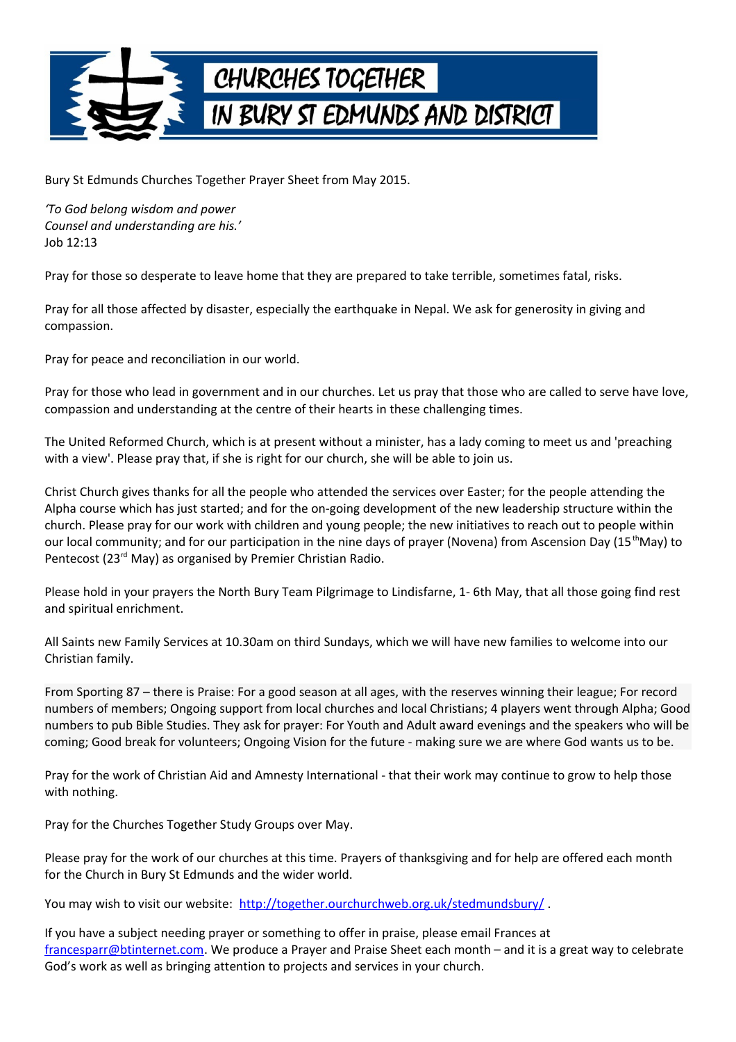# CHURCHES TOGETHER IN BURY ST EDMUNDS AND DISTRICT

Bury St Edmunds Churches Together Prayer Sheet from May 2015.

*'To God belong wisdom and power*
*Counsel and understanding are his.'*
Job 12:13

Pray for those so desperate to leave home that they are prepared to take terrible, sometimes fatal, risks.

Pray for all those affected by disaster, especially the earthquake in Nepal. We ask for generosity in giving and compassion.

Pray for peace and reconciliation in our world.

Pray for those who lead in government and in our churches. Let us pray that those who are called to serve have love, compassion and understanding at the centre of their hearts in these challenging times.

The United Reformed Church, which is at present without a minister, has a lady coming to meet us and 'preaching with a view'. Please pray that, if she is right for our church, she will be able to join us.

Christ Church gives thanks for all the people who attended the services over Easter; for the people attending the Alpha course which has just started; and for the on-going development of the new leadership structure within the church. Please pray for our work with children and young people; the new initiatives to reach out to people within our local community; and for our participation in the nine days of prayer (Novena) from Ascension Day (15th May) to Pentecost (23rd May) as organised by Premier Christian Radio.

Please hold in your prayers the North Bury Team Pilgrimage to Lindisfarne, 1- 6th May, that all those going find rest and spiritual enrichment.

All Saints new Family Services at 10.30am on third Sundays, which we will have new families to welcome into our Christian family.

From Sporting 87 – there is Praise: For a good season at all ages, with the reserves winning their league; For record numbers of members; Ongoing support from local churches and local Christians; 4 players went through Alpha; Good numbers to pub Bible Studies. They ask for prayer: For Youth and Adult award evenings and the speakers who will be coming; Good break for volunteers; Ongoing Vision for the future - making sure we are where God wants us to be.

Pray for the work of Christian Aid and Amnesty International - that their work may continue to grow to help those with nothing.

Pray for the Churches Together Study Groups over May.

Please pray for the work of our churches at this time. Prayers of thanksgiving and for help are offered each month for the Church in Bury St Edmunds and the wider world.

You may wish to visit our website: [http://together.ourchurchweb.org.uk/stedmundsbury/](http://together.ourchurchweb.org.uk/stedmundsbury/) .

If you have a subject needing prayer or something to offer in praise, please email Frances at [francesparr@btinternet.com](mailto:francesparr@btinternet.com). We produce a Prayer and Praise Sheet each month – and it is a great way to celebrate God's work as well as bringing attention to projects and services in your church.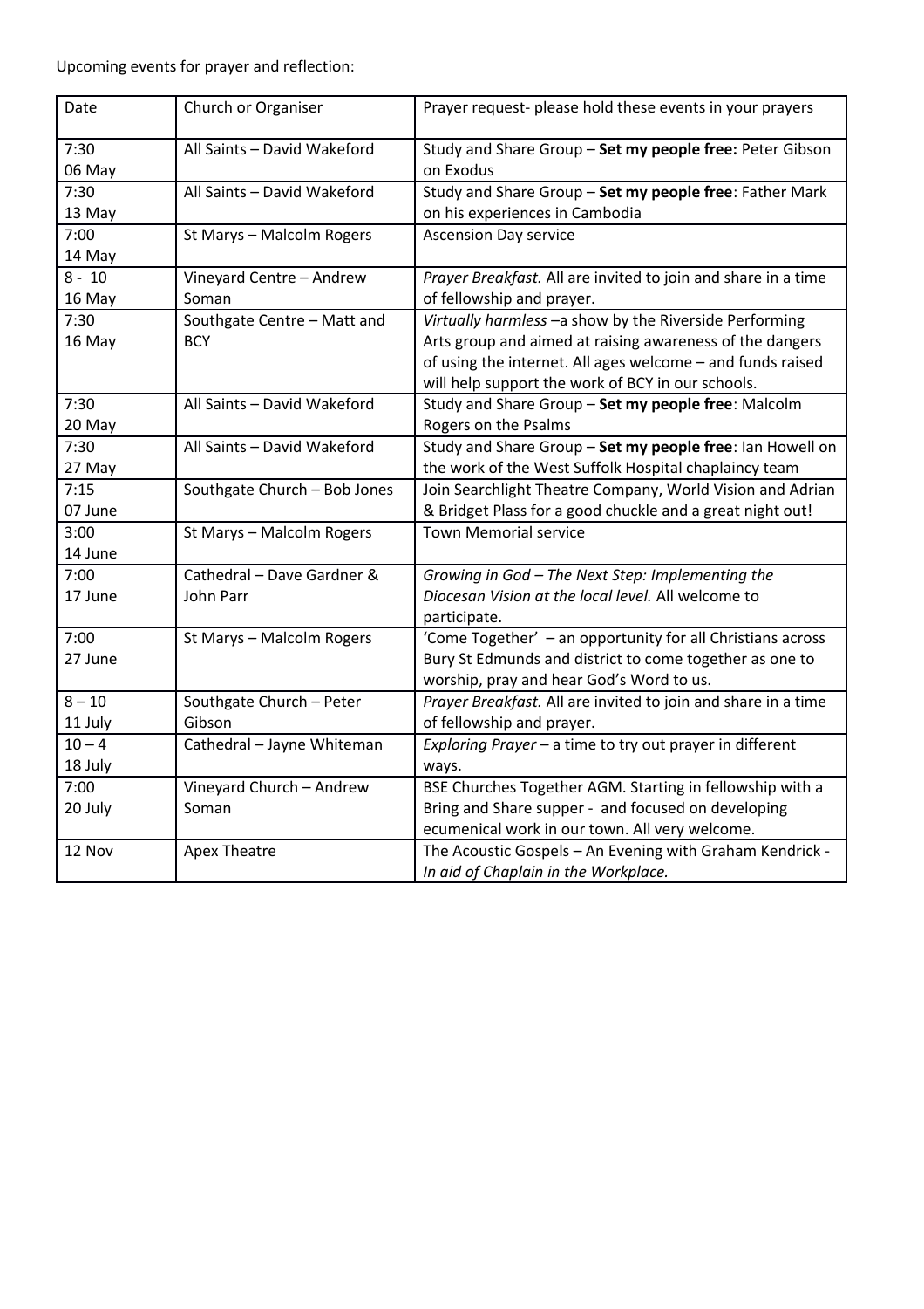Upcoming events for prayer and reflection:

| Date | Church or Organiser | Prayer request- please hold these events in your prayers |
|---|---|---|
| 7:30 06 May | All Saints – David Wakeford | Study and Share Group – **Set my people free:** Peter Gibson on Exodus |
| 7:30 13 May | All Saints – David Wakeford | Study and Share Group – **Set my people free**: Father Mark on his experiences in Cambodia |
| 7:00 14 May | St Marys – Malcolm Rogers | Ascension Day service |
| 8 - 10 16 May | Vineyard Centre – Andrew Soman | *Prayer Breakfast.* All are invited to join and share in a time of fellowship and prayer. |
| 7:30 16 May | Southgate Centre – Matt and BCY | *Virtually harmless* –a show by the Riverside Performing Arts group and aimed at raising awareness of the dangers of using the internet. All ages welcome – and funds raised will help support the work of BCY in our schools. |
| 7:30 20 May | All Saints – David Wakeford | Study and Share Group – **Set my people free**: Malcolm Rogers on the Psalms |
| 7:30 27 May | All Saints – David Wakeford | Study and Share Group – **Set my people free**: Ian Howell on the work of the West Suffolk Hospital chaplaincy team |
| 7:15 07 June | Southgate Church – Bob Jones | Join Searchlight Theatre Company, World Vision and Adrian & Bridget Plass for a good chuckle and a great night out! |
| 3:00 14 June | St Marys – Malcolm Rogers | Town Memorial service |
| 7:00 17 June | Cathedral – Dave Gardner & John Parr | *Growing in God – The Next Step: Implementing the Diocesan Vision at the local level.* All welcome to participate. |
| 7:00 27 June | St Marys – Malcolm Rogers | 'Come Together' – an opportunity for all Christians across Bury St Edmunds and district to come together as one to worship, pray and hear God's Word to us. |
| 8 – 10 11 July | Southgate Church – Peter Gibson | *Prayer Breakfast.* All are invited to join and share in a time of fellowship and prayer. |
| 10 – 4 18 July | Cathedral – Jayne Whiteman | *Exploring Prayer* – a time to try out prayer in different ways. |
| 7:00 20 July | Vineyard Church – Andrew Soman | BSE Churches Together AGM. Starting in fellowship with a Bring and Share supper - and focused on developing ecumenical work in our town. All very welcome. |
| 12 Nov | Apex Theatre | The Acoustic Gospels – An Evening with Graham Kendrick - *In aid of Chaplain in the Workplace.* |